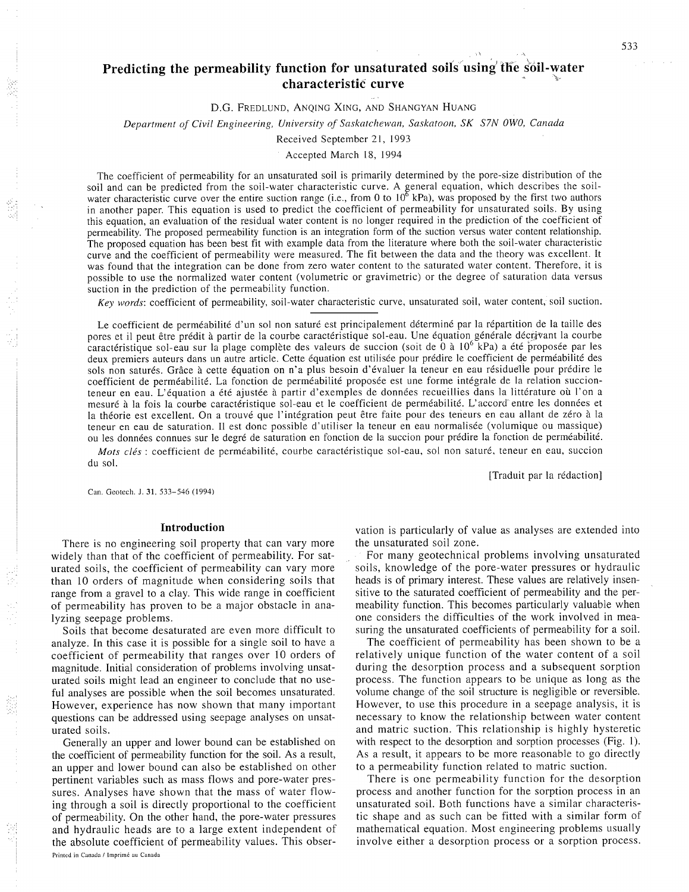# Predicting the permeability function for unsaturated soils using the soil-water characteristic curve

D.G. Fredlund, Anqing Xing, and Shangyan Huang

*Department of Civil Engineering, University of Saskatchewan, Saskatoon, SK S7N 0W0, Canada*

Received September 21, 1993

Accepted March 18, 1994

The coefficient of permeability for an unsaturated soil is primarily determined by the pore-size distribution of the soil and can be predicted from the soil-water characteristic curve. A general equation, which describes the soil-water characteristic curve over the entire suction range (i.e., from 0 to $10^6$ kPa), was proposed by the first two authors in another paper. This equation is used to predict the coefficient of permeability for unsaturated soils. By using this equation, an evaluation of the residual water content is no longer required in the prediction of the coefficient of permeability. The proposed permeability function is an integration form of the suction versus water content relationship. The proposed equation has been best fit with example data from the literature where both the soil-water characteristic curve and the coefficient of permeability were measured. The fit between the data and the theory was excellent. It was found that the integration can be done from zero water content to the saturated water content. Therefore, it is possible to use the normalized water content (volumetric or gravimetric) or the degree of saturation data versus suction in the prediction of the permeability function.

*Key words*: coefficient of permeability, soil-water characteristic curve, unsaturated soil, water content, soil suction.

Le coefficient de perméabilité d'un sol non saturé est principalement déterminé par la répartition de la taille des pores et il peut être prédit à partir de la courbe caractéristique sol-eau. Une équation générale décrivant la courbe caractéristique sol-eau sur la plage complète des valeurs de succion (soit de 0 à $10^6$ kPa) a été proposée par les deux premiers auteurs dans un autre article. Cette équation est utilisée pour prédire le coefficient de perméabilité des sols non saturés. Grâce à cette équation on n'a plus besoin d'évaluer la teneur en eau résiduelle pour prédire le coefficient de perméabilité. La fonction de perméabilité proposée est une forme intégrale de la relation succion-teneur en eau. L'équation a été ajustée à partir d'exemples de données recueillies dans la littérature où l'on a mesuré à la fois la courbe caractéristique sol-eau et le coefficient de perméabilité. L'accord entre les données et la théorie est excellent. On a trouvé que l'intégration peut être faite pour des teneurs en eau allant de zéro à la teneur en eau de saturation. Il est donc possible d'utiliser la teneur en eau normalisée (volumique ou massique) ou les données connues sur le degré de saturation en fonction de la succion pour prédire la fonction de perméabilité.

*Mots clés* : coefficient de perméabilité, courbe caractéristique sol-eau, sol non saturé, teneur en eau, succion du sol.

[Traduit par la rédaction]

Can. Geotech. J. 31, 533–546 (1994)

## Introduction

There is no engineering soil property that can vary more widely than that of the coefficient of permeability. For saturated soils, the coefficient of permeability can vary more than 10 orders of magnitude when considering soils that range from a gravel to a clay. This wide range in coefficient of permeability has proven to be a major obstacle in analyzing seepage problems.

Soils that become desaturated are even more difficult to analyze. In this case it is possible for a single soil to have a coefficient of permeability that ranges over 10 orders of magnitude. Initial consideration of problems involving unsaturated soils might lead an engineer to conclude that no useful analyses are possible when the soil becomes unsaturated. However, experience has now shown that many important questions can be addressed using seepage analyses on unsaturated soils.

Generally an upper and lower bound can be established on the coefficient of permeability function for the soil. As a result, an upper and lower bound can also be established on other pertinent variables such as mass flows and pore-water pressures. Analyses have shown that the mass of water flowing through a soil is directly proportional to the coefficient of permeability. On the other hand, the pore-water pressures and hydraulic heads are to a large extent independent of the absolute coefficient of permeability values. This observation is particularly of value as analyses are extended into the unsaturated soil zone.

For many geotechnical problems involving unsaturated soils, knowledge of the pore-water pressures or hydraulic heads is of primary interest. These values are relatively insensitive to the saturated coefficient of permeability and the permeability function. This becomes particularly valuable when one considers the difficulties of the work involved in measuring the unsaturated coefficients of permeability for a soil.

The coefficient of permeability has been shown to be a relatively unique function of the water content of a soil during the desorption process and a subsequent sorption process. The function appears to be unique as long as the volume change of the soil structure is negligible or reversible. However, to use this procedure in a seepage analysis, it is necessary to know the relationship between water content and matric suction. This relationship is highly hysteretic with respect to the desorption and sorption processes (Fig. 1). As a result, it appears to be more reasonable to go directly to a permeability function related to matric suction.

There is one permeability function for the desorption process and another function for the sorption process in an unsaturated soil. Both functions have a similar characteristic shape and as such can be fitted with a similar form of mathematical equation. Most engineering problems usually involve either a desorption process or a sorption process.

Printed in Canada / Imprimé au Canada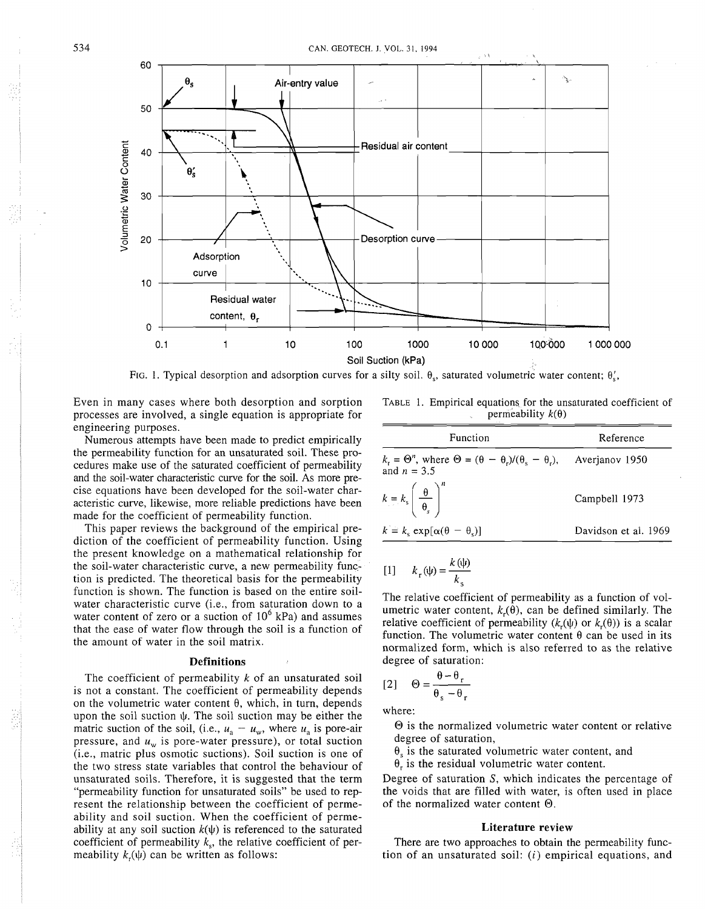FIG. 1. Typical desorption and adsorption curves for a silty soil. $\theta_s$, saturated volumetric water content; $\theta_s'$,

Even in many cases where both desorption and sorption processes are involved, a single equation is appropriate for engineering purposes.

Numerous attempts have been made to predict empirically the permeability function for an unsaturated soil. These procedures make use of the saturated coefficient of permeability and the soil-water characteristic curve for the soil. As more precise equations have been developed for the soil-water characteristic curve, likewise, more reliable predictions have been made for the coefficient of permeability function.

This paper reviews the background of the empirical prediction of the coefficient of permeability function. Using the present knowledge on a mathematical relationship for the soil-water characteristic curve, a new permeability function is predicted. The theoretical basis for the permeability function is shown. The function is based on the entire soil-water characteristic curve (i.e., from saturation down to a water content of zero or a suction of $10^6$ kPa) and assumes that the ease of water flow through the soil is a function of the amount of water in the soil matrix.

## Definitions

The coefficient of permeability $k$ of an unsaturated soil is not a constant. The coefficient of permeability depends on the volumetric water content $\theta$, which, in turn, depends upon the soil suction $\psi$. The soil suction may be either the matric suction of the soil, (i.e., $u_a - u_w$, where $u_a$ is pore-air pressure, and $u_w$ is pore-water pressure), or total suction (i.e., matric plus osmotic suctions). Soil suction is one of the two stress state variables that control the behaviour of unsaturated soils. Therefore, it is suggested that the term "permeability function for unsaturated soils" be used to represent the relationship between the coefficient of permeability and soil suction. When the coefficient of permeability at any soil suction $k(\psi)$ is referenced to the saturated coefficient of permeability $k_s$, the relative coefficient of permeability $k_r(\psi)$ can be written as follows:

TABLE 1. Empirical equations for the unsaturated coefficient of permeability $k(\theta)$

| Function | Reference |
|---|---|
| $k_r = \Theta^n$, where $\Theta = (\theta - \theta_r)/(\theta_s - \theta_r)$, and $n = 3.5$ | Averjanov 1950 |
| $k = k_s\left(\dfrac{\theta}{\theta_s}\right)^n$ | Campbell 1973 |
| $k = k_s \exp[\alpha(\theta - \theta_s)]$ | Davidson et al. 1969 |

$$[1] \quad k_r(\psi) = \frac{k(\psi)}{k_s}$$

The relative coefficient of permeability as a function of volumetric water content, $k_r(\theta)$, can be defined similarly. The relative coefficient of permeability ($k_r(\psi)$ or $k_r(\theta)$) is a scalar function. The volumetric water content $\theta$ can be used in its normalized form, which is also referred to as the relative degree of saturation:

$$[2] \quad \Theta = \frac{\theta - \theta_r}{\theta_s - \theta_r}$$

where:

$\Theta$ is the normalized volumetric water content or relative degree of saturation,

$\theta_s$ is the saturated volumetric water content, and

$\theta_r$ is the residual volumetric water content.

Degree of saturation $S$, which indicates the percentage of the voids that are filled with water, is often used in place of the normalized water content $\Theta$.

## Literature review

There are two approaches to obtain the permeability function of an unsaturated soil: (*i*) empirical equations, and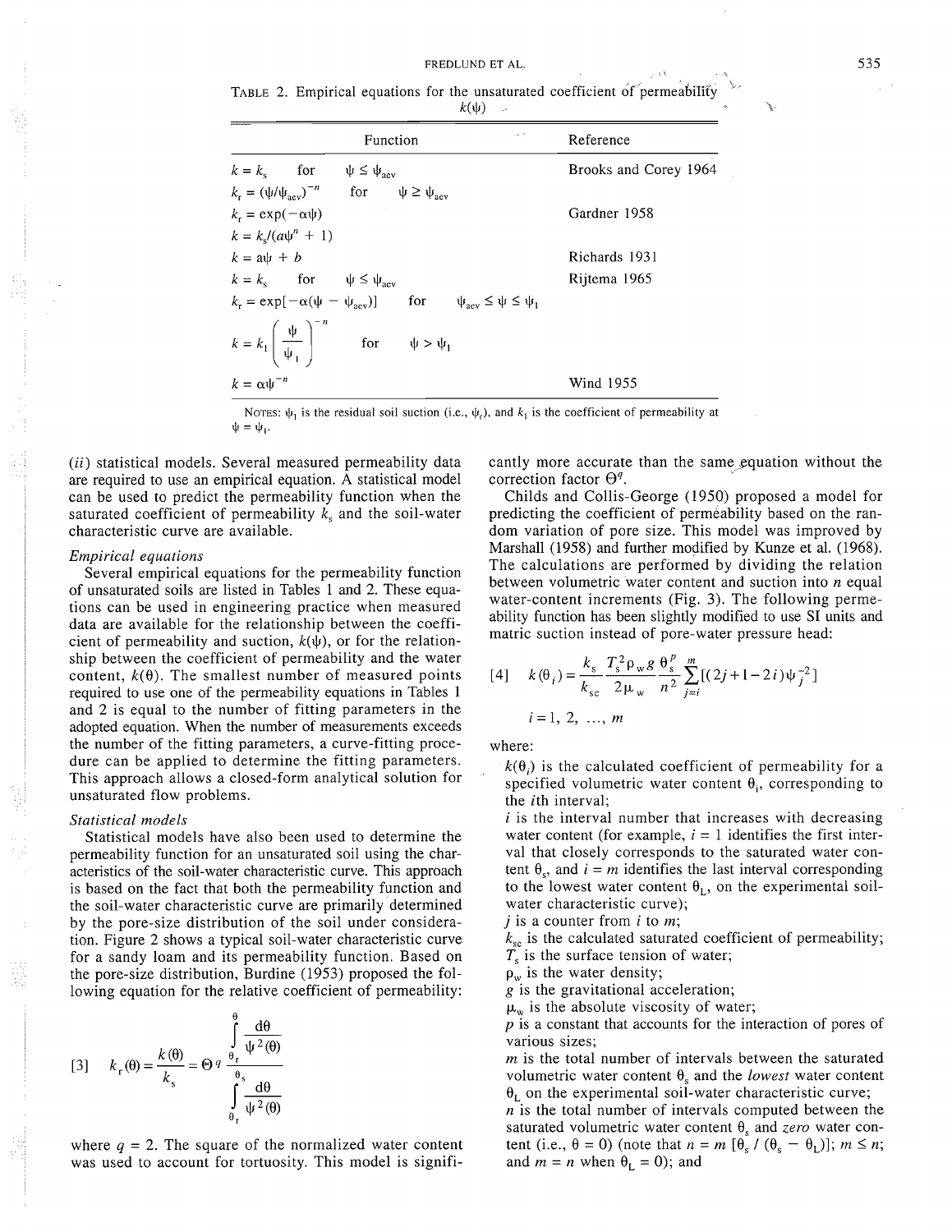TABLE 2. Empirical equations for the unsaturated coefficient of permeability $k(\psi)$

| Function | Reference |
|---|---|
| $k = k_s$ for $\psi \leq \psi_{aev}$ <br> $k_r = (\psi/\psi_{aev})^{-n}$ for $\psi \geq \psi_{aev}$ | Brooks and Corey 1964 |
| $k_r = \exp(-\alpha\psi)$ <br> $k = k_s/(a\psi^n + 1)$ | Gardner 1958 |
| $k = a\psi + b$ | Richards 1931 |
| $k = k_s$ for $\psi \leq \psi_{aev}$ <br> $k_r = \exp[-\alpha(\psi - \psi_{aev})]$ for $\psi_{aev} \leq \psi \leq \psi_1$ <br> $k = k_1\left(\frac{\psi}{\psi_1}\right)^{-n}$ for $\psi > \psi_1$ | Rijtema 1965 |
| $k = \alpha\psi^{-n}$ | Wind 1955 |

NOTES: $\psi_1$ is the residual soil suction (i.e., $\psi_r$), and $k_1$ is the coefficient of permeability at $\psi = \psi_1$.

(*ii*) statistical models. Several measured permeability data are required to use an empirical equation. A statistical model can be used to predict the permeability function when the saturated coefficient of permeability $k_s$ and the soil-water characteristic curve are available.

*Empirical equations*

Several empirical equations for the permeability function of unsaturated soils are listed in Tables 1 and 2. These equations can be used in engineering practice when measured data are available for the relationship between the coefficient of permeability and suction, $k(\psi)$, or for the relationship between the coefficient of permeability and the water content, $k(\theta)$. The smallest number of measured points required to use one of the permeability equations in Tables 1 and 2 is equal to the number of fitting parameters in the adopted equation. When the number of measurements exceeds the number of the fitting parameters, a curve-fitting procedure can be applied to determine the fitting parameters. This approach allows a closed-form analytical solution for unsaturated flow problems.

*Statistical models*

Statistical models have also been used to determine the permeability function for an unsaturated soil using the characteristics of the soil-water characteristic curve. This approach is based on the fact that both the permeability function and the soil-water characteristic curve are primarily determined by the pore-size distribution of the soil under consideration. Figure 2 shows a typical soil-water characteristic curve for a sandy loam and its permeability function. Based on the pore-size distribution, Burdine (1953) proposed the following equation for the relative coefficient of permeability:

$$[3] \quad k_r(\theta) = \frac{k(\theta)}{k_s} = \Theta^q \frac{\int_{\theta_r}^{\theta} \frac{d\theta}{\psi^2(\theta)}}{\int_{\theta_r}^{\theta_s} \frac{d\theta}{\psi^2(\theta)}}$$

where $q = 2$. The square of the normalized water content was used to account for tortuosity. This model is significantly more accurate than the same equation without the correction factor $\Theta^q$.

Childs and Collis-George (1950) proposed a model for predicting the coefficient of permeability based on the random variation of pore size. This model was improved by Marshall (1958) and further modified by Kunze et al. (1968). The calculations are performed by dividing the relation between volumetric water content and suction into $n$ equal water-content increments (Fig. 3). The following permeability function has been slightly modified to use SI units and matric suction instead of pore-water pressure head:

$$[4] \quad k(\theta_i) = \frac{k_s}{k_{sc}} \frac{T_s^2 \rho_w g}{2\mu_w} \frac{\theta_s^p}{n^2} \sum_{j=i}^{m} [(2j+1-2i)\psi_j^{-2}]$$

$$i = 1, 2, \ldots, m$$

where:

$k(\theta_i)$ is the calculated coefficient of permeability for a specified volumetric water content $\theta_i$, corresponding to the $i$th interval;

$i$ is the interval number that increases with decreasing water content (for example, $i = 1$ identifies the first interval that closely corresponds to the saturated water content $\theta_s$, and $i = m$ identifies the last interval corresponding to the lowest water content $\theta_L$, on the experimental soil-water characteristic curve);

$j$ is a counter from $i$ to $m$;

$k_{sc}$ is the calculated saturated coefficient of permeability;

$T_s$ is the surface tension of water;

$\rho_w$ is the water density;

$g$ is the gravitational acceleration;

$\mu_w$ is the absolute viscosity of water;

$p$ is a constant that accounts for the interaction of pores of various sizes;

$m$ is the total number of intervals between the saturated volumetric water content $\theta_s$ and the *lowest* water content $\theta_L$ on the experimental soil-water characteristic curve;

$n$ is the total number of intervals computed between the saturated volumetric water content $\theta_s$ and *zero* water content (i.e., $\theta = 0$) (note that $n = m\,[\theta_s / (\theta_s - \theta_L)]$; $m \leq n$; and $m = n$ when $\theta_L = 0$); and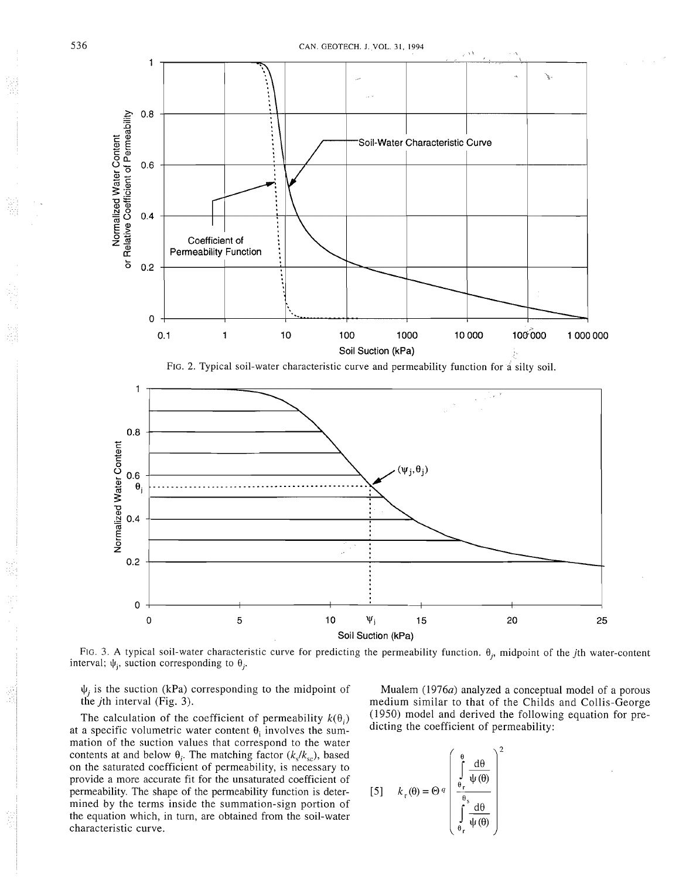FIG. 2. Typical soil-water characteristic curve and permeability function for a silty soil.

FIG. 3. A typical soil-water characteristic curve for predicting the permeability function. $\theta_j$, midpoint of the $j$th water-content interval; $\psi_j$, suction corresponding to $\theta_j$.

$\psi_j$ is the suction (kPa) corresponding to the midpoint of the $j$th interval (Fig. 3).

The calculation of the coefficient of permeability $k(\theta_i)$ at a specific volumetric water content $\theta_i$ involves the summation of the suction values that correspond to the water contents at and below $\theta_i$. The matching factor $(k_s/k_{sc})$, based on the saturated coefficient of permeability, is necessary to provide a more accurate fit for the unsaturated coefficient of permeability. The shape of the permeability function is determined by the terms inside the summation-sign portion of the equation which, in turn, are obtained from the soil-water characteristic curve.

Mualem (1976*a*) analyzed a conceptual model of a porous medium similar to that of the Childs and Collis-George (1950) model and derived the following equation for predicting the coefficient of permeability:

$$[5] \quad k_r(\theta) = \Theta^q \left( \frac{\int_{\theta_r}^{\theta} \frac{d\theta}{\psi(\theta)}}{\int_{\theta_r}^{\theta_s} \frac{d\theta}{\psi(\theta)}} \right)^2$$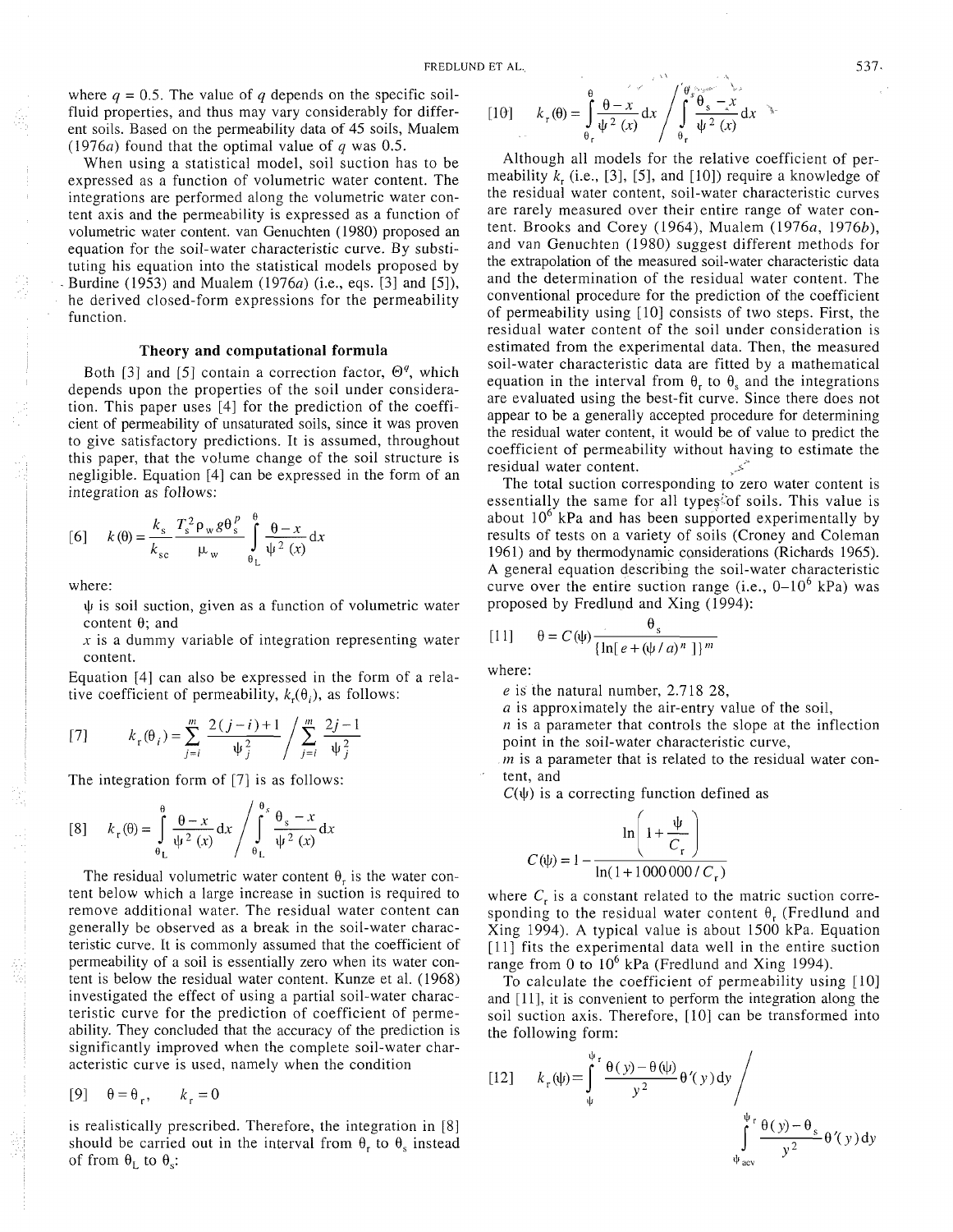where $q = 0.5$. The value of $q$ depends on the specific soil-fluid properties, and thus may vary considerably for different soils. Based on the permeability data of 45 soils, Mualem (1976*a*) found that the optimal value of $q$ was 0.5.

When using a statistical model, soil suction has to be expressed as a function of volumetric water content. The integrations are performed along the volumetric water content axis and the permeability is expressed as a function of volumetric water content. van Genuchten (1980) proposed an equation for the soil-water characteristic curve. By substituting his equation into the statistical models proposed by Burdine (1953) and Mualem (1976*a*) (i.e., eqs. [3] and [5]), he derived closed-form expressions for the permeability function.

## Theory and computational formula

Both [3] and [5] contain a correction factor, $\Theta^q$, which depends upon the properties of the soil under consideration. This paper uses [4] for the prediction of the coefficient of permeability of unsaturated soils, since it was proven to give satisfactory predictions. It is assumed, throughout this paper, that the volume change of the soil structure is negligible. Equation [4] can be expressed in the form of an integration as follows:

$$[6] \quad k(\theta) = \frac{k_s}{k_{sc}} \frac{T_s^2 \rho_w g \theta_s^p}{\mu_w} \int_{\theta_L}^{\theta} \frac{\theta - x}{\psi^2(x)} \mathrm{d}x$$

where:

$\psi$ is soil suction, given as a function of volumetric water content $\theta$; and

$x$ is a dummy variable of integration representing water content.

Equation [4] can also be expressed in the form of a relative coefficient of permeability, $k_r(\theta_i)$, as follows:

$$[7] \quad k_r(\theta_i) = \sum_{j=i}^{m} \frac{2(j-i)+1}{\psi_j^2} \Bigg/ \sum_{j=i}^{m} \frac{2j-1}{\psi_j^2}$$

The integration form of [7] is as follows:

$$[8] \quad k_r(\theta) = \int_{\theta_L}^{\theta} \frac{\theta - x}{\psi^2(x)} \mathrm{d}x \Bigg/ \int_{\theta_L}^{\theta_s} \frac{\theta_s - x}{\psi^2(x)} \mathrm{d}x$$

The residual volumetric water content $\theta_r$ is the water content below which a large increase in suction is required to remove additional water. The residual water content can generally be observed as a break in the soil-water characteristic curve. It is commonly assumed that the coefficient of permeability of a soil is essentially zero when its water content is below the residual water content. Kunze et al. (1968) investigated the effect of using a partial soil-water characteristic curve for the prediction of coefficient of permeability. They concluded that the accuracy of the prediction is significantly improved when the complete soil-water characteristic curve is used, namely when the condition

$$[9] \quad \theta = \theta_r, \qquad k_r = 0$$

is realistically prescribed. Therefore, the integration in [8] should be carried out in the interval from $\theta_r$ to $\theta_s$ instead of from $\theta_L$ to $\theta_s$:

$$[10] \quad k_r(\theta) = \int_{\theta_r}^{\theta} \frac{\theta - x}{\psi^2(x)} \mathrm{d}x \Bigg/ \int_{\theta_r}^{\theta_s} \frac{\theta_s - x}{\psi^2(x)} \mathrm{d}x$$

Although all models for the relative coefficient of permeability $k_r$ (i.e., [3], [5], and [10]) require a knowledge of the residual water content, soil-water characteristic curves are rarely measured over their entire range of water content. Brooks and Corey (1964), Mualem (1976*a*, 1976*b*), and van Genuchten (1980) suggest different methods for the extrapolation of the measured soil-water characteristic data and the determination of the residual water content. The conventional procedure for the prediction of the coefficient of permeability using [10] consists of two steps. First, the residual water content of the soil under consideration is estimated from the experimental data. Then, the measured soil-water characteristic data are fitted by a mathematical equation in the interval from $\theta_r$ to $\theta_s$ and the integrations are evaluated using the best-fit curve. Since there does not appear to be a generally accepted procedure for determining the residual water content, it would be of value to predict the coefficient of permeability without having to estimate the residual water content.

The total suction corresponding to zero water content is essentially the same for all types of soils. This value is about $10^6$ kPa and has been supported experimentally by results of tests on a variety of soils (Croney and Coleman 1961) and by thermodynamic considerations (Richards 1965). A general equation describing the soil-water characteristic curve over the entire suction range (i.e., 0–$10^6$ kPa) was proposed by Fredlund and Xing (1994):

$$[11] \quad \theta = C(\psi) \frac{\theta_s}{\{\ln[e + (\psi/a)^n]\}^m}$$

where:

$e$ is the natural number, 2.718 28,

$a$ is approximately the air-entry value of the soil,

$n$ is a parameter that controls the slope at the inflection point in the soil-water characteristic curve,

$m$ is a parameter that is related to the residual water content, and

$C(\psi)$ is a correcting function defined as

$$C(\psi) = 1 - \frac{\ln\left(1 + \dfrac{\psi}{C_r}\right)}{\ln(1 + 1\,000\,000/C_r)}$$

where $C_r$ is a constant related to the matric suction corresponding to the residual water content $\theta_r$ (Fredlund and Xing 1994). A typical value is about 1500 kPa. Equation [11] fits the experimental data well in the entire suction range from 0 to $10^6$ kPa (Fredlund and Xing 1994).

To calculate the coefficient of permeability using [10] and [11], it is convenient to perform the integration along the soil suction axis. Therefore, [10] can be transformed into the following form:

$$[12] \quad k_r(\psi) = \int_{\psi}^{\psi_r} \frac{\theta(y) - \theta(\psi)}{y^2} \theta'(y) \mathrm{d}y \Bigg/ \int_{\psi_{aev}}^{\psi_r} \frac{\theta(y) - \theta_s}{y^2} \theta'(y) \mathrm{d}y$$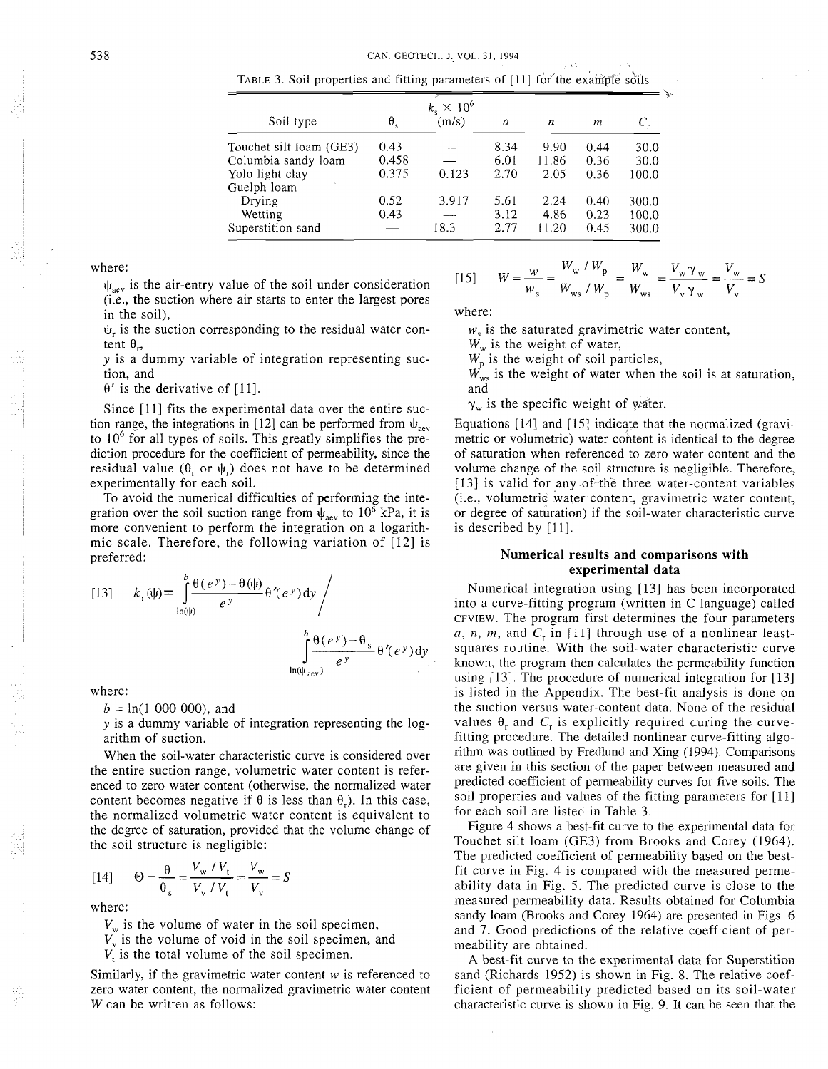TABLE 3. Soil properties and fitting parameters of [11] for the example soils

| Soil type | $\theta_s$ | $k_s \times 10^6$ (m/s) | $a$ | $n$ | $m$ | $C_r$ |
|---|---|---|---|---|---|---|
| Touchet silt loam (GE3) | 0.43 | — | 8.34 | 9.90 | 0.44 | 30.0 |
| Columbia sandy loam | 0.458 | — | 6.01 | 11.86 | 0.36 | 30.0 |
| Yolo light clay | 0.375 | 0.123 | 2.70 | 2.05 | 0.36 | 100.0 |
| Guelph loam | | | | | | |
| Drying | 0.52 | 3.917 | 5.61 | 2.24 | 0.40 | 300.0 |
| Wetting | 0.43 | — | 3.12 | 4.86 | 0.23 | 100.0 |
| Superstition sand | — | 18.3 | 2.77 | 11.20 | 0.45 | 300.0 |

where:

$\psi_{aev}$ is the air-entry value of the soil under consideration (i.e., the suction where air starts to enter the largest pores in the soil),

$\psi_r$ is the suction corresponding to the residual water content $\theta_r$,

$y$ is a dummy variable of integration representing suction, and

$\theta'$ is the derivative of [11].

Since [11] fits the experimental data over the entire suction range, the integrations in [12] can be performed from $\psi_{aev}$ to $10^6$ for all types of soils. This greatly simplifies the prediction procedure for the coefficient of permeability, since the residual value ($\theta_r$ or $\psi_r$) does not have to be determined experimentally for each soil.

To avoid the numerical difficulties of performing the integration over the soil suction range from $\psi_{aev}$ to $10^6$ kPa, it is more convenient to perform the integration on a logarithmic scale. Therefore, the following variation of [12] is preferred:

$$[13] \quad k_r(\psi) = \int_{\ln(\psi)}^{b} \frac{\theta(e^y) - \theta(\psi)}{e^y} \theta'(e^y)\,dy \Bigg/ \int_{\ln(\psi_{aev})}^{b} \frac{\theta(e^y) - \theta_s}{e^y} \theta'(e^y)\,dy$$

where:

$b = \ln(1\ 000\ 000)$, and

$y$ is a dummy variable of integration representing the logarithm of suction.

When the soil-water characteristic curve is considered over the entire suction range, volumetric water content is referenced to zero water content (otherwise, the normalized water content becomes negative if $\theta$ is less than $\theta_r$). In this case, the normalized volumetric water content is equivalent to the degree of saturation, provided that the volume change of the soil structure is negligible:

$$[14] \quad \Theta = \frac{\theta}{\theta_s} = \frac{V_w / V_t}{V_v / V_t} = \frac{V_w}{V_v} = S$$

where:

$V_w$ is the volume of water in the soil specimen,

$V_v$ is the volume of void in the soil specimen, and

$V_t$ is the total volume of the soil specimen.

Similarly, if the gravimetric water content $w$ is referenced to zero water content, the normalized gravimetric water content $W$ can be written as follows:

$$[15] \quad W = \frac{w}{w_s} = \frac{W_w / W_p}{W_{ws} / W_p} = \frac{W_w}{W_{ws}} = \frac{V_w \gamma_w}{V_v \gamma_w} = \frac{V_w}{V_v} = S$$

where:

$w_s$ is the saturated gravimetric water content,

$W_w$ is the weight of water,

$W_p$ is the weight of soil particles,

$W_{ws}$ is the weight of water when the soil is at saturation, and

$\gamma_w$ is the specific weight of water.

Equations [14] and [15] indicate that the normalized (gravimetric or volumetric) water content is identical to the degree of saturation when referenced to zero water content and the volume change of the soil structure is negligible. Therefore, [13] is valid for any of the three water-content variables (i.e., volumetric water content, gravimetric water content, or degree of saturation) if the soil-water characteristic curve is described by [11].

## Numerical results and comparisons with experimental data

Numerical integration using [13] has been incorporated into a curve-fitting program (written in C language) called CFVIEW. The program first determines the four parameters $a$, $n$, $m$, and $C_r$ in [11] through use of a nonlinear least-squares routine. With the soil-water characteristic curve known, the program then calculates the permeability function using [13]. The procedure of numerical integration for [13] is listed in the Appendix. The best-fit analysis is done on the suction versus water-content data. None of the residual values $\theta_r$ and $C_r$ is explicitly required during the curve-fitting procedure. The detailed nonlinear curve-fitting algorithm was outlined by Fredlund and Xing (1994). Comparisons are given in this section of the paper between measured and predicted coefficient of permeability curves for five soils. The soil properties and values of the fitting parameters for [11] for each soil are listed in Table 3.

Figure 4 shows a best-fit curve to the experimental data for Touchet silt loam (GE3) from Brooks and Corey (1964). The predicted coefficient of permeability based on the best-fit curve in Fig. 4 is compared with the measured permeability data in Fig. 5. The predicted curve is close to the measured permeability data. Results obtained for Columbia sandy loam (Brooks and Corey 1964) are presented in Figs. 6 and 7. Good predictions of the relative coefficient of permeability are obtained.

A best-fit curve to the experimental data for Superstition sand (Richards 1952) is shown in Fig. 8. The relative coefficient of permeability predicted based on its soil-water characteristic curve is shown in Fig. 9. It can be seen that the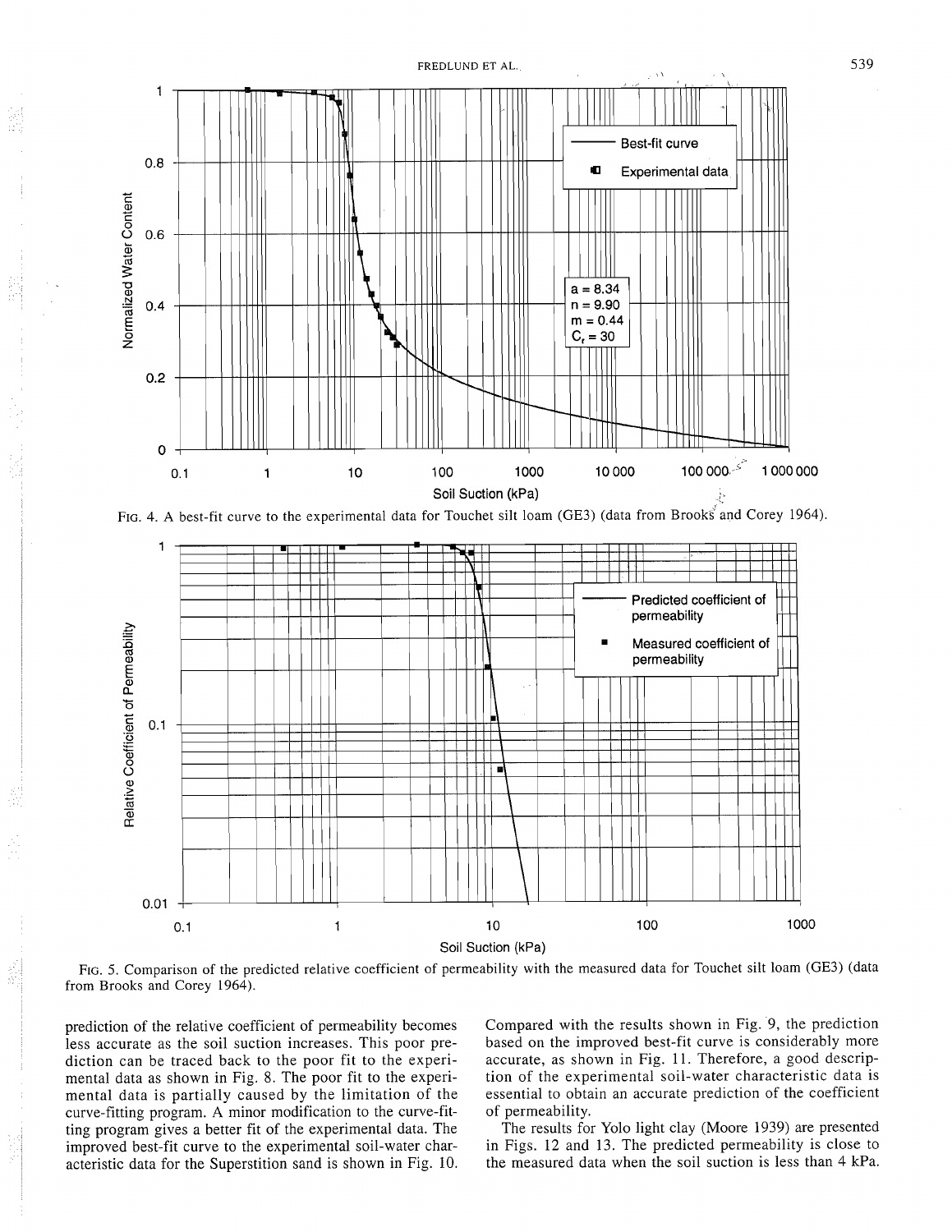FIG. 4. A best-fit curve to the experimental data for Touchet silt loam (GE3) (data from Brooks and Corey 1964).

FIG. 5. Comparison of the predicted relative coefficient of permeability with the measured data for Touchet silt loam (GE3) (data from Brooks and Corey 1964).

prediction of the relative coefficient of permeability becomes less accurate as the soil suction increases. This poor prediction can be traced back to the poor fit to the experimental data as shown in Fig. 8. The poor fit to the experimental data is partially caused by the limitation of the curve-fitting program. A minor modification to the curve-fitting program gives a better fit of the experimental data. The improved best-fit curve to the experimental soil-water characteristic data for the Superstition sand is shown in Fig. 10. Compared with the results shown in Fig. 9, the prediction based on the improved best-fit curve is considerably more accurate, as shown in Fig. 11. Therefore, a good description of the experimental soil-water characteristic data is essential to obtain an accurate prediction of the coefficient of permeability.

The results for Yolo light clay (Moore 1939) are presented in Figs. 12 and 13. The predicted permeability is close to the measured data when the soil suction is less than 4 kPa.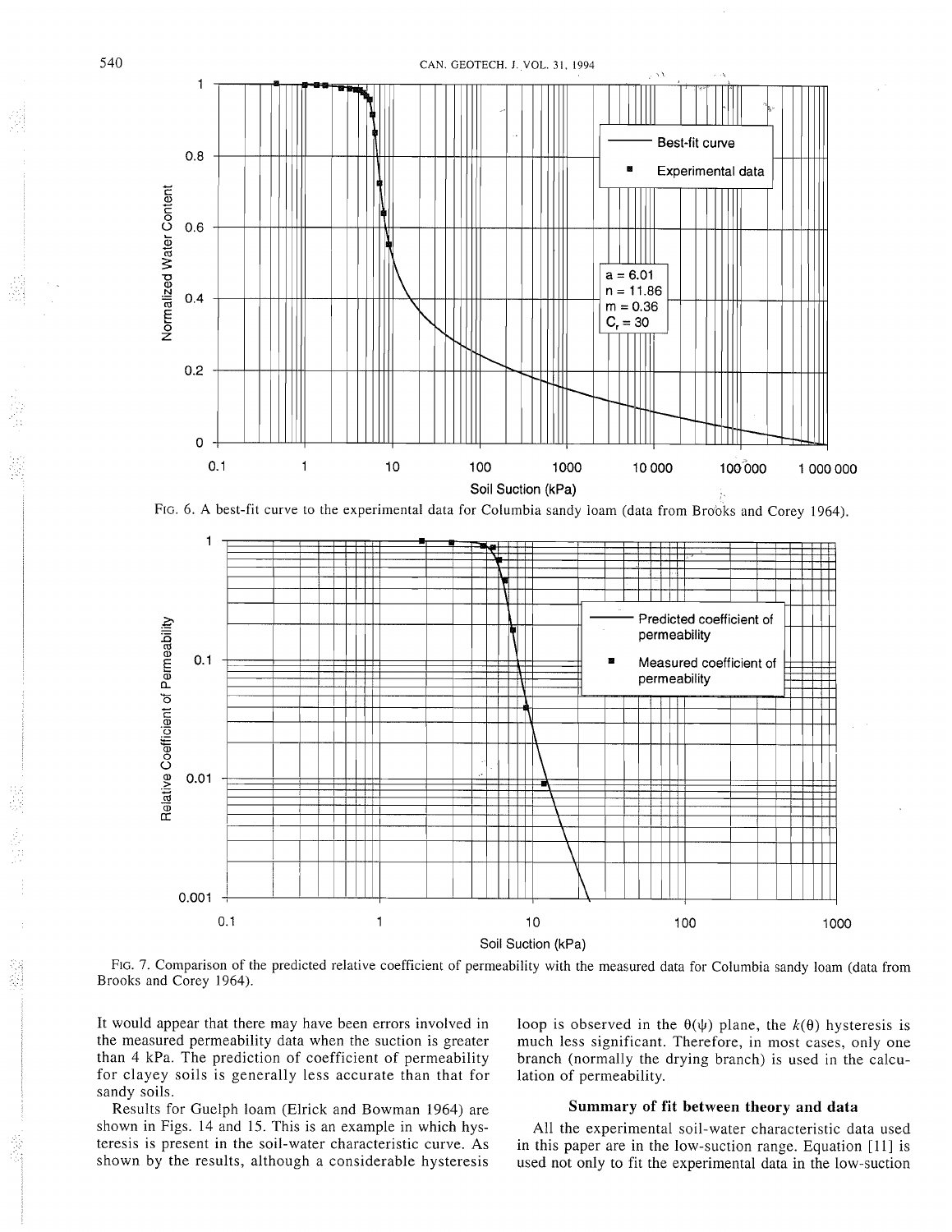FIG. 6. A best-fit curve to the experimental data for Columbia sandy loam (data from Brooks and Corey 1964).

FIG. 7. Comparison of the predicted relative coefficient of permeability with the measured data for Columbia sandy loam (data from Brooks and Corey 1964).

It would appear that there may have been errors involved in the measured permeability data when the suction is greater than 4 kPa. The prediction of coefficient of permeability for clayey soils is generally less accurate than that for sandy soils.

Results for Guelph loam (Elrick and Bowman 1964) are shown in Figs. 14 and 15. This is an example in which hysteresis is present in the soil-water characteristic curve. As shown by the results, although a considerable hysteresis loop is observed in the $\theta(\psi)$ plane, the $k(\theta)$ hysteresis is much less significant. Therefore, in most cases, only one branch (normally the drying branch) is used in the calculation of permeability.

### Summary of fit between theory and data

All the experimental soil-water characteristic data used in this paper are in the low-suction range. Equation [11] is used not only to fit the experimental data in the low-suction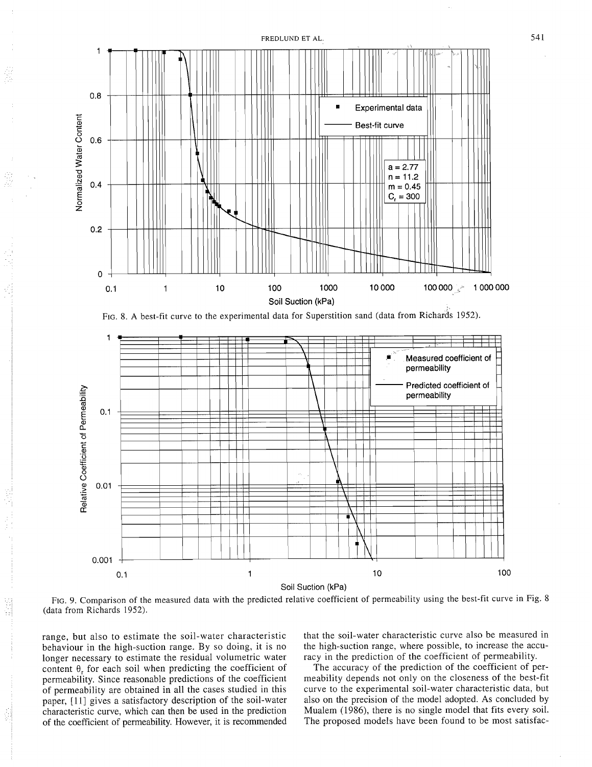FIG. 8. A best-fit curve to the experimental data for Superstition sand (data from Richards 1952).

FIG. 9. Comparison of the measured data with the predicted relative coefficient of permeability using the best-fit curve in Fig. 8 (data from Richards 1952).

range, but also to estimate the soil-water characteristic behaviour in the high-suction range. By so doing, it is no longer necessary to estimate the residual volumetric water content $\theta_r$ for each soil when predicting the coefficient of permeability. Since reasonable predictions of the coefficient of permeability are obtained in all the cases studied in this paper, [11] gives a satisfactory description of the soil-water characteristic curve, which can then be used in the prediction of the coefficient of permeability. However, it is recommended that the soil-water characteristic curve also be measured in the high-suction range, where possible, to increase the accuracy in the prediction of the coefficient of permeability.

The accuracy of the prediction of the coefficient of permeability depends not only on the closeness of the best-fit curve to the experimental soil-water characteristic data, but also on the precision of the model adopted. As concluded by Mualem (1986), there is no single model that fits every soil. The proposed models have been found to be most satisfac-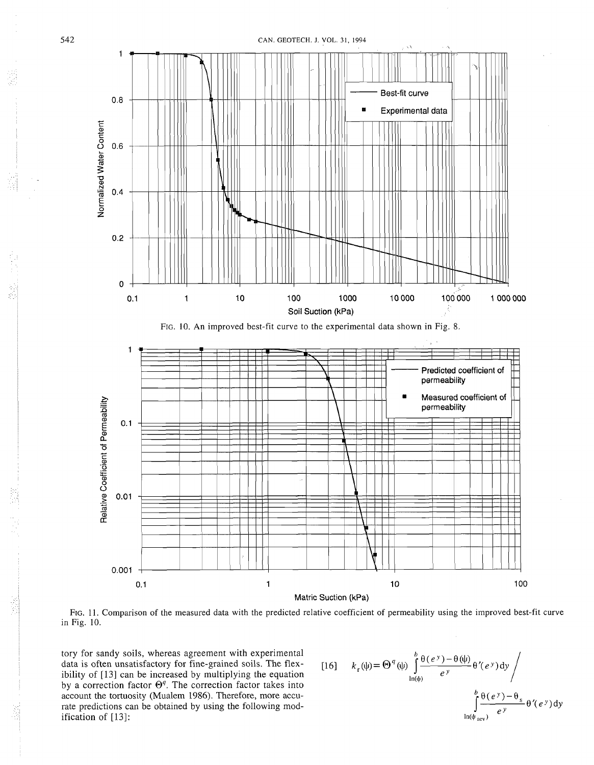FIG. 10. An improved best-fit curve to the experimental data shown in Fig. 8.

FIG. 11. Comparison of the measured data with the predicted relative coefficient of permeability using the improved best-fit curve in Fig. 10.

tory for sandy soils, whereas agreement with experimental data is often unsatisfactory for fine-grained soils. The flexibility of [13] can be increased by multiplying the equation by a correction factor $\Theta^q$. The correction factor takes into account the tortuosity (Mualem 1986). Therefore, more accurate predictions can be obtained by using the following modification of [13]:

$$[16] \quad k_r(\psi) = \Theta^q(\psi) \int_{\ln(\psi)}^{b} \frac{\theta(e^y) - \theta(\psi)}{e^y} \theta'(e^y)\,dy \Bigg/ \int_{\ln(\psi_{aev})}^{b} \frac{\theta(e^y) - \theta_s}{e^y} \theta'(e^y)\,dy$$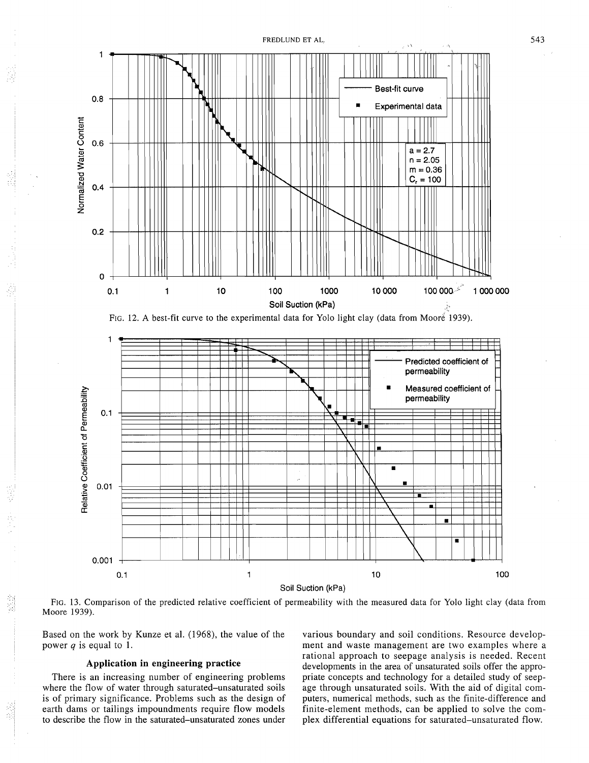FIG. 12. A best-fit curve to the experimental data for Yolo light clay (data from Moore 1939).

FIG. 13. Comparison of the predicted relative coefficient of permeability with the measured data for Yolo light clay (data from Moore 1939).

Based on the work by Kunze et al. (1968), the value of the power $q$ is equal to 1.

## Application in engineering practice

There is an increasing number of engineering problems where the flow of water through saturated–unsaturated soils is of primary significance. Problems such as the design of earth dams or tailings impoundments require flow models to describe the flow in the saturated–unsaturated zones under various boundary and soil conditions. Resource development and waste management are two examples where a rational approach to seepage analysis is needed. Recent developments in the area of unsaturated soils offer the appropriate concepts and technology for a detailed study of seepage through unsaturated soils. With the aid of digital computers, numerical methods, such as the finite-difference and finite-element methods, can be applied to solve the complex differential equations for saturated–unsaturated flow.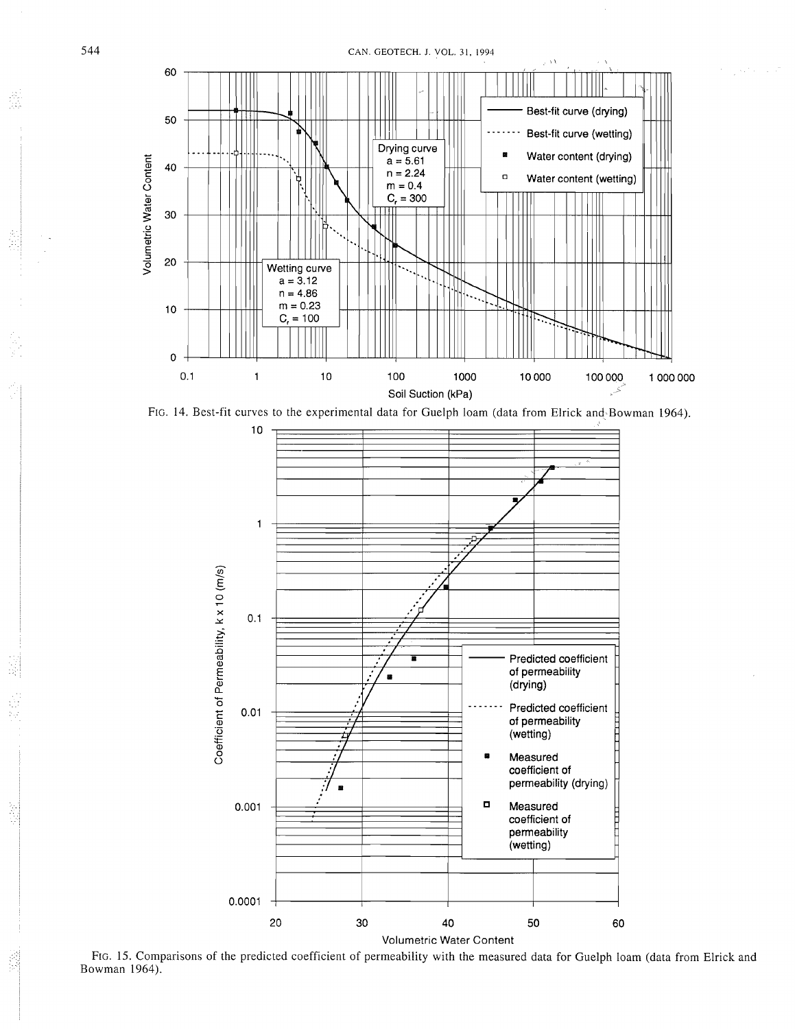FIG. 14. Best-fit curves to the experimental data for Guelph loam (data from Elrick and Bowman 1964).

FIG. 15. Comparisons of the predicted coefficient of permeability with the measured data for Guelph loam (data from Elrick and Bowman 1964).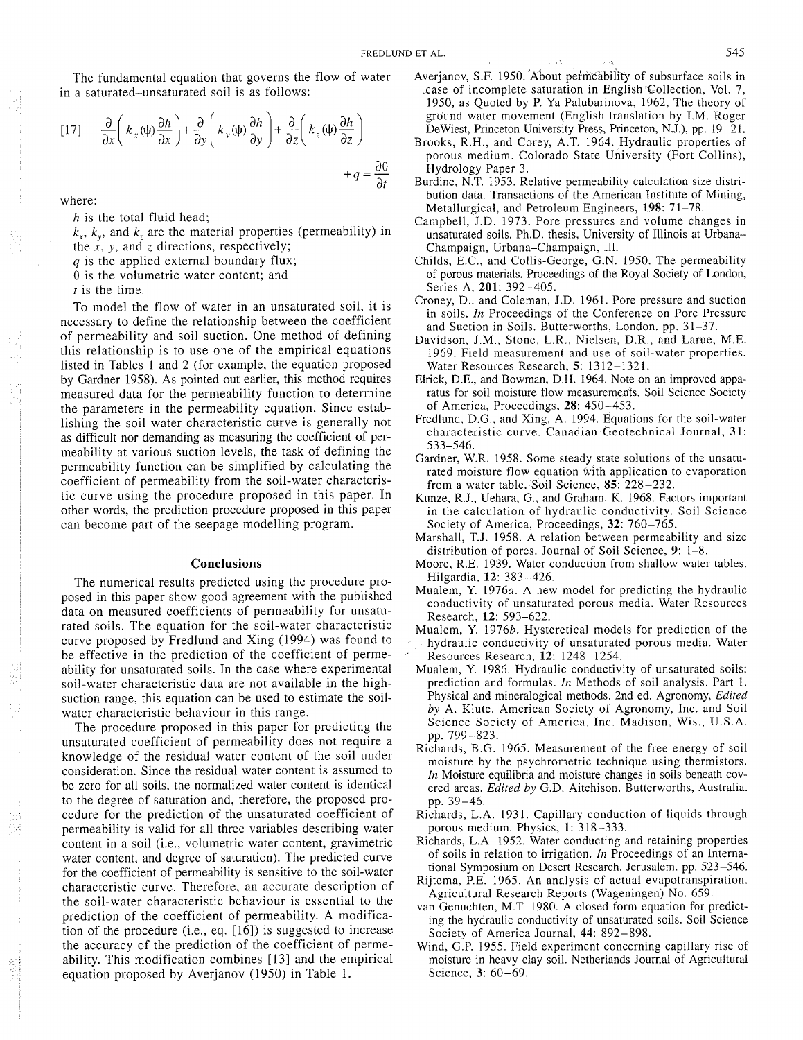The fundamental equation that governs the flow of water in a saturated–unsaturated soil is as follows:

$$[17] \quad \frac{\partial}{\partial x}\left(k_x(\psi)\frac{\partial h}{\partial x}\right)+\frac{\partial}{\partial y}\left(k_y(\psi)\frac{\partial h}{\partial y}\right)+\frac{\partial}{\partial z}\left(k_z(\psi)\frac{\partial h}{\partial z}\right)+q=\frac{\partial \theta}{\partial t}$$

where:

$h$ is the total fluid head;
$k_x$, $k_y$, and $k_z$ are the material properties (permeability) in the $x$, $y$, and $z$ directions, respectively;
$q$ is the applied external boundary flux;
$\theta$ is the volumetric water content; and
$t$ is the time.

To model the flow of water in an unsaturated soil, it is necessary to define the relationship between the coefficient of permeability and soil suction. One method of defining this relationship is to use one of the empirical equations listed in Tables 1 and 2 (for example, the equation proposed by Gardner 1958). As pointed out earlier, this method requires measured data for the permeability function to determine the parameters in the permeability equation. Since establishing the soil-water characteristic curve is generally not as difficult nor demanding as measuring the coefficient of permeability at various suction levels, the task of defining the permeability function can be simplified by calculating the coefficient of permeability from the soil-water characteristic curve using the procedure proposed in this paper. In other words, the prediction procedure proposed in this paper can become part of the seepage modelling program.

## Conclusions

The numerical results predicted using the procedure proposed in this paper show good agreement with the published data on measured coefficients of permeability for unsaturated soils. The equation for the soil-water characteristic curve proposed by Fredlund and Xing (1994) was found to be effective in the prediction of the coefficient of permeability for unsaturated soils. In the case where experimental soil-water characteristic data are not available in the high-suction range, this equation can be used to estimate the soil-water characteristic behaviour in this range.

The procedure proposed in this paper for predicting the unsaturated coefficient of permeability does not require a knowledge of the residual water content of the soil under consideration. Since the residual water content is assumed to be zero for all soils, the normalized water content is identical to the degree of saturation and, therefore, the proposed procedure for the prediction of the unsaturated coefficient of permeability is valid for all three variables describing water content in a soil (i.e., volumetric water content, gravimetric water content, and degree of saturation). The predicted curve for the coefficient of permeability is sensitive to the soil-water characteristic curve. Therefore, an accurate description of the soil-water characteristic behaviour is essential to the prediction of the coefficient of permeability. A modification of the procedure (i.e., eq. [16]) is suggested to increase the accuracy of the prediction of the coefficient of permeability. This modification combines [13] and the empirical equation proposed by Averjanov (1950) in Table 1.

Averjanov, S.F. 1950. About permeability of subsurface soils in case of incomplete saturation in English Collection, Vol. 7, 1950, as Quoted by P. Ya Palubarinova, 1962, The theory of ground water movement (English translation by I.M. Roger DeWiest, Princeton University Press, Princeton, N.J.), pp. 19–21.

Brooks, R.H., and Corey, A.T. 1964. Hydraulic properties of porous medium. Colorado State University (Fort Collins), Hydrology Paper 3.

Burdine, N.T. 1953. Relative permeability calculation size distribution data. Transactions of the American Institute of Mining, Metallurgical, and Petroleum Engineers, **198**: 71–78.

Campbell, J.D. 1973. Pore pressures and volume changes in unsaturated soils. Ph.D. thesis, University of Illinois at Urbana–Champaign, Urbana–Champaign, Ill.

Childs, E.C., and Collis-George, G.N. 1950. The permeability of porous materials. Proceedings of the Royal Society of London, Series A, **201**: 392–405.

Croney, D., and Coleman, J.D. 1961. Pore pressure and suction in soils. *In* Proceedings of the Conference on Pore Pressure and Suction in Soils. Butterworths, London. pp. 31–37.

Davidson, J.M., Stone, L.R., Nielsen, D.R., and Larue, M.E. 1969. Field measurement and use of soil-water properties. Water Resources Research, **5**: 1312–1321.

Elrick, D.E., and Bowman, D.H. 1964. Note on an improved apparatus for soil moisture flow measurements. Soil Science Society of America, Proceedings, **28**: 450–453.

Fredlund, D.G., and Xing, A. 1994. Equations for the soil-water characteristic curve. Canadian Geotechnical Journal, **31**: 533–546.

Gardner, W.R. 1958. Some steady state solutions of the unsaturated moisture flow equation with application to evaporation from a water table. Soil Science, **85**: 228–232.

Kunze, R.J., Uehara, G., and Graham, K. 1968. Factors important in the calculation of hydraulic conductivity. Soil Science Society of America, Proceedings, **32**: 760–765.

Marshall, T.J. 1958. A relation between permeability and size distribution of pores. Journal of Soil Science, **9**: 1–8.

Moore, R.E. 1939. Water conduction from shallow water tables. Hilgardia, **12**: 383–426.

Mualem, Y. 1976*a*. A new model for predicting the hydraulic conductivity of unsaturated porous media. Water Resources Research, **12**: 593–622.

Mualem, Y. 1976*b*. Hysteretical models for prediction of the hydraulic conductivity of unsaturated porous media. Water Resources Research, **12**: 1248–1254.

Mualem, Y. 1986. Hydraulic conductivity of unsaturated soils: prediction and formulas. *In* Methods of soil analysis. Part 1. Physical and mineralogical methods. 2nd ed. Agronomy, *Edited by* A. Klute. American Society of Agronomy, Inc. and Soil Science Society of America, Inc. Madison, Wis., U.S.A. pp. 799–823.

Richards, B.G. 1965. Measurement of the free energy of soil moisture by the psychrometric technique using thermistors. *In* Moisture equilibria and moisture changes in soils beneath covered areas. *Edited by* G.D. Aitchison. Butterworths, Australia. pp. 39–46.

Richards, L.A. 1931. Capillary conduction of liquids through porous medium. Physics, **1**: 318–333.

Richards, L.A. 1952. Water conducting and retaining properties of soils in relation to irrigation. *In* Proceedings of an International Symposium on Desert Research, Jerusalem. pp. 523–546.

Rijtema, P.E. 1965. An analysis of actual evapotranspiration. Agricultural Research Reports (Wageningen) No. 659.

van Genuchten, M.T. 1980. A closed form equation for predicting the hydraulic conductivity of unsaturated soils. Soil Science Society of America Journal, **44**: 892–898.

Wind, G.P. 1955. Field experiment concerning capillary rise of moisture in heavy clay soil. Netherlands Journal of Agricultural Science, **3**: 60–69.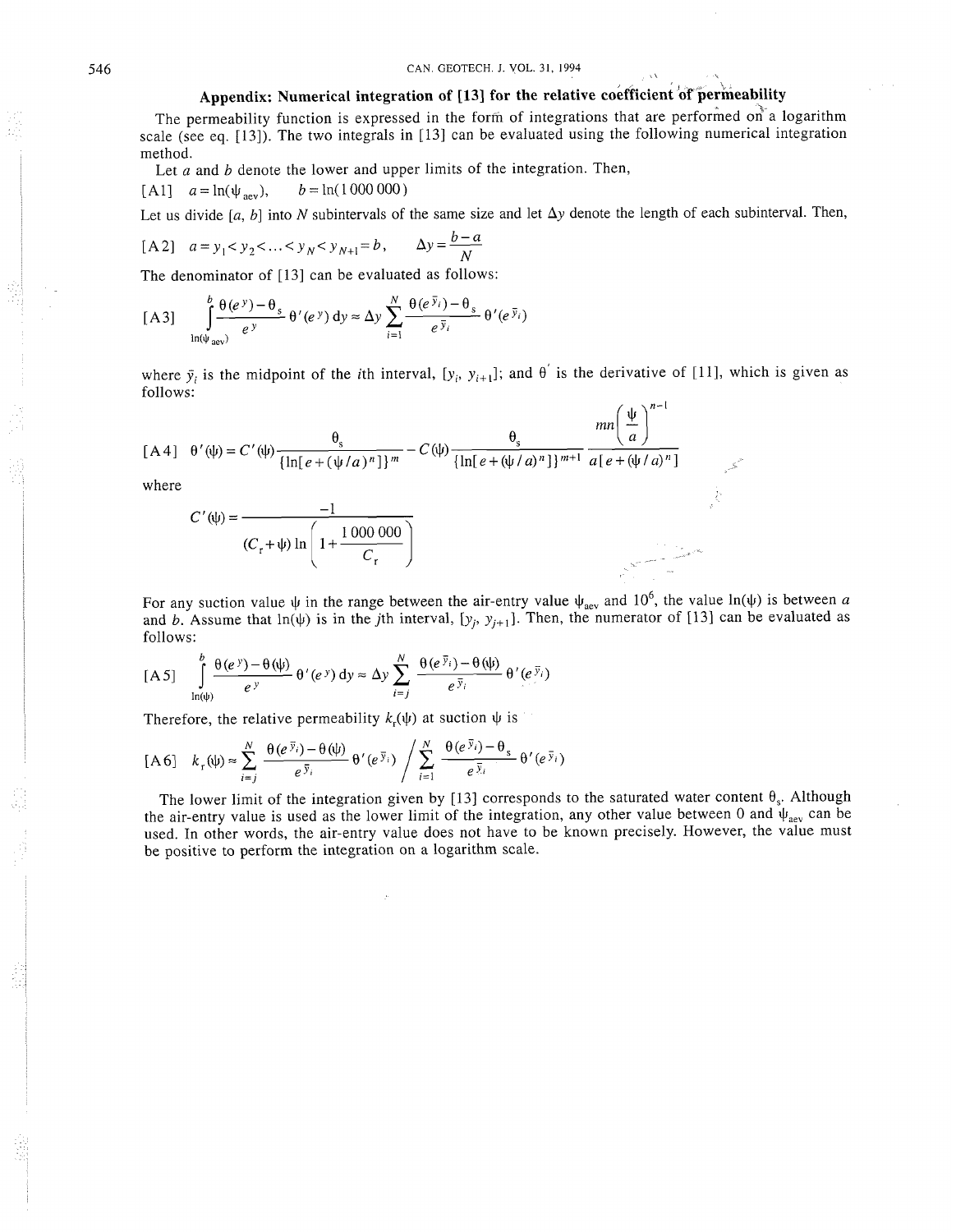## Appendix: Numerical integration of [13] for the relative coefficient of permeability

The permeability function is expressed in the form of integrations that are performed on a logarithm scale (see eq. [13]). The two integrals in [13] can be evaluated using the following numerical integration method.

Let $a$ and $b$ denote the lower and upper limits of the integration. Then,

$$\text{[A1]} \quad a = \ln(\psi_{aev}), \qquad b = \ln(1\,000\,000)$$

Let us divide $[a, b]$ into $N$ subintervals of the same size and let $\Delta y$ denote the length of each subinterval. Then,

$$\text{[A2]} \quad a = y_1 < y_2 < \ldots < y_N < y_{N+1} = b, \qquad \Delta y = \frac{b-a}{N}$$

The denominator of [13] can be evaluated as follows:

$$\text{[A3]} \quad \int_{\ln(\psi_{aev})}^{b} \frac{\theta(e^y) - \theta_s}{e^y} \theta'(e^y)\,\mathrm{d}y \approx \Delta y \sum_{i=1}^{N} \frac{\theta(e^{\bar{y}_i}) - \theta_s}{e^{\bar{y}_i}} \theta'(e^{\bar{y}_i})$$

where $\bar{y}_i$ is the midpoint of the $i$th interval, $[y_i, y_{i+1}]$; and $\theta'$ is the derivative of [11], which is given as follows:

$$\text{[A4]} \quad \theta'(\psi) = C'(\psi) \frac{\theta_s}{\{\ln[e + (\psi/a)^n]\}^m} - C(\psi) \frac{\theta_s}{\{\ln[e + (\psi/a)^n]\}^{m+1}} \frac{mn\left(\frac{\psi}{a}\right)^{n-1}}{a[e + (\psi/a)^n]}$$

where

$$C'(\psi) = \frac{-1}{(C_r + \psi)\ln\left(1 + \frac{1\,000\,000}{C_r}\right)}$$

For any suction value $\psi$ in the range between the air-entry value $\psi_{aev}$ and $10^6$, the value $\ln(\psi)$ is between $a$ and $b$. Assume that $\ln(\psi)$ is in the $j$th interval, $[y_j, y_{j+1}]$. Then, the numerator of [13] can be evaluated as follows:

$$\text{[A5]} \quad \int_{\ln(\psi)}^{b} \frac{\theta(e^y) - \theta(\psi)}{e^y} \theta'(e^y)\,\mathrm{d}y \approx \Delta y \sum_{i=j}^{N} \frac{\theta(e^{\bar{y}_i}) - \theta(\psi)}{e^{\bar{y}_i}} \theta'(e^{\bar{y}_i})$$

Therefore, the relative permeability $k_r(\psi)$ at suction $\psi$ is

$$\text{[A6]} \quad k_r(\psi) \approx \sum_{i=j}^{N} \frac{\theta(e^{\bar{y}_i}) - \theta(\psi)}{e^{\bar{y}_i}} \theta'(e^{\bar{y}_i}) \Bigg/ \sum_{i=1}^{N} \frac{\theta(e^{\bar{y}_i}) - \theta_s}{e^{\bar{y}_i}} \theta'(e^{\bar{y}_i})$$

The lower limit of the integration given by [13] corresponds to the saturated water content $\theta_s$. Although the air-entry value is used as the lower limit of the integration, any other value between 0 and $\psi_{aev}$ can be used. In other words, the air-entry value does not have to be known precisely. However, the value must be positive to perform the integration on a logarithm scale.